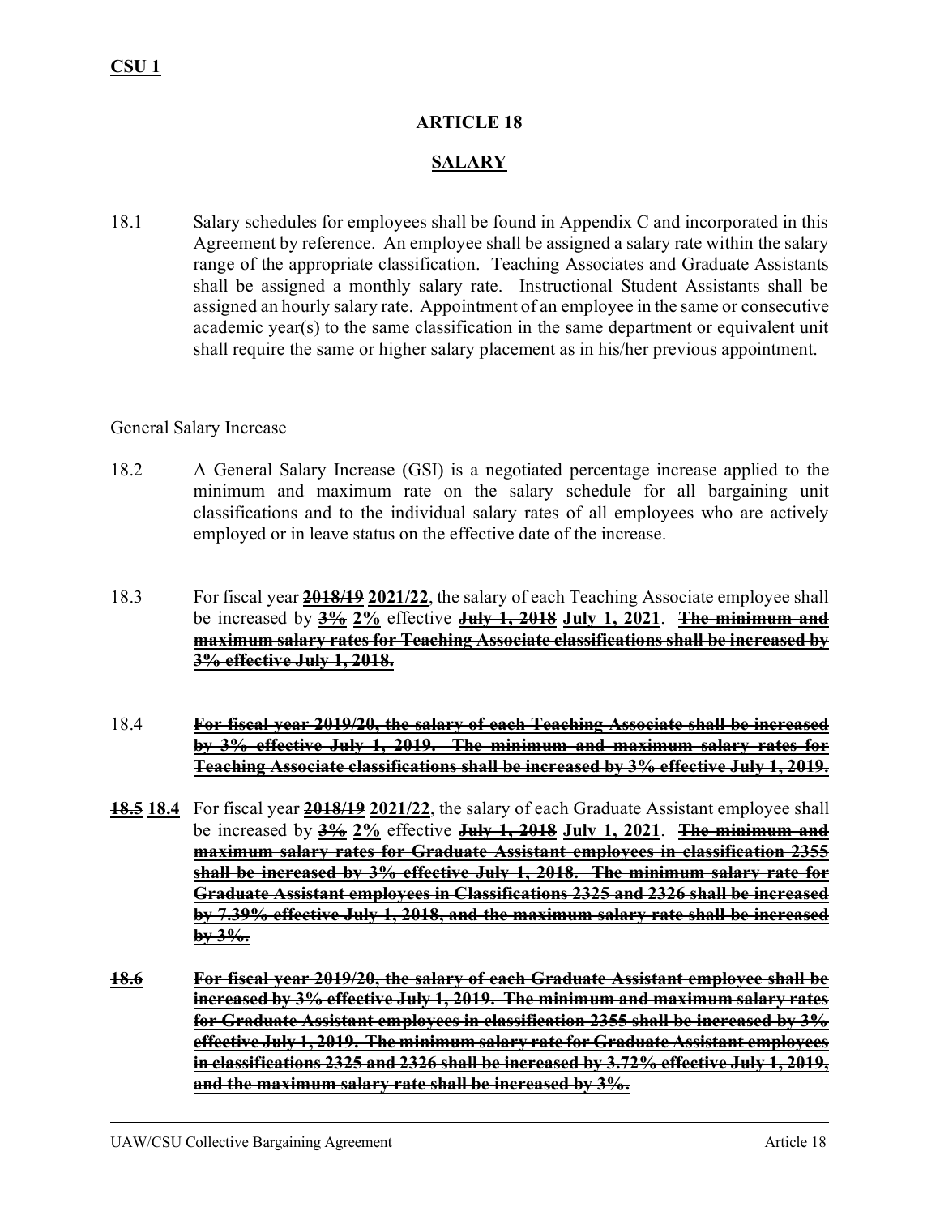**CSU 1**

## ARTICLE 18

## SALARY

18.1 Salary schedules for employees shall be found in Appendix C and incorporated in this Agreement by reference. An employee shall be assigned a salary rate within the salary range of the appropriate classification. Teaching Associates and Graduate Assistants shall be assigned a monthly salary rate. Instructional Student Assistants shall be assigned an hourly salary rate. Appointment of an employee in the same or consecutive academic year(s) to the same classification in the same department or equivalent unit shall require the same or higher salary placement as in his/her previous appointment.

General Salary Increase

18.2 A General Salary Increase (GSI) is a negotiated percentage increase applied to the minimum and maximum rate on the salary schedule for all bargaining unit classifications and to the individual salary rates of all employees who are actively employed or in leave status on the effective date of the increase.

18.3 For fiscal year ~~**2018/19**~~ **2021/22**, the salary of each Teaching Associate employee shall be increased by ~~**3%**~~ **2%** effective ~~**July 1, 2018**~~ **July 1, 2021**. ~~**The minimum and maximum salary rates for Teaching Associate classifications shall be increased by 3% effective July 1, 2018.**~~

18.4 ~~**For fiscal year 2019/20, the salary of each Teaching Associate shall be increased by 3% effective July 1, 2019. The minimum and maximum salary rates for Teaching Associate classifications shall be increased by 3% effective July 1, 2019.**~~

~~**18.5**~~ **18.4** For fiscal year ~~**2018/19**~~ **2021/22**, the salary of each Graduate Assistant employee shall be increased by ~~**3%**~~ **2%** effective ~~**July 1, 2018**~~ **July 1, 2021**. ~~**The minimum and maximum salary rates for Graduate Assistant employees in classification 2355 shall be increased by 3% effective July 1, 2018. The minimum salary rate for Graduate Assistant employees in Classifications 2325 and 2326 shall be increased by 7.39% effective July 1, 2018, and the maximum salary rate shall be increased by 3%.**~~

~~**18.6**~~ ~~**For fiscal year 2019/20, the salary of each Graduate Assistant employee shall be increased by 3% effective July 1, 2019. The minimum and maximum salary rates for Graduate Assistant employees in classification 2355 shall be increased by 3% effective July 1, 2019. The minimum salary rate for Graduate Assistant employees in classifications 2325 and 2326 shall be increased by 3.72% effective July 1, 2019, and the maximum salary rate shall be increased by 3%.**~~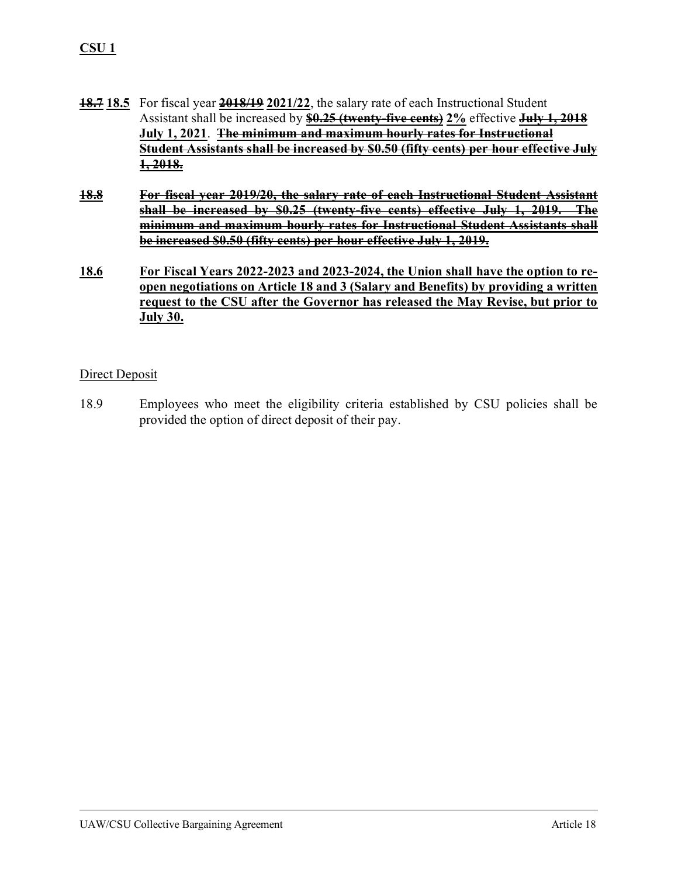**CSU 1**

~~**18.7**~~ **18.5** For fiscal year ~~**2018/19**~~ **2021/22**, the salary rate of each Instructional Student Assistant shall be increased by ~~**$0.25 (twenty-five cents)**~~ **2%** effective ~~**July 1, 2018**~~ **July 1, 2021**. ~~**The minimum and maximum hourly rates for Instructional Student Assistants shall be increased by $0.50 (fifty cents) per hour effective July 1, 2018.**~~

~~**18.8 For fiscal year 2019/20, the salary rate of each Instructional Student Assistant shall be increased by $0.25 (twenty-five cents) effective July 1, 2019. The minimum and maximum hourly rates for Instructional Student Assistants shall be increased $0.50 (fifty cents) per hour effective July 1, 2019.**~~

**18.6 For Fiscal Years 2022-2023 and 2023-2024, the Union shall have the option to re-open negotiations on Article 18 and 3 (Salary and Benefits) by providing a written request to the CSU after the Governor has released the May Revise, but prior to July 30.**

Direct Deposit

18.9 Employees who meet the eligibility criteria established by CSU policies shall be provided the option of direct deposit of their pay.